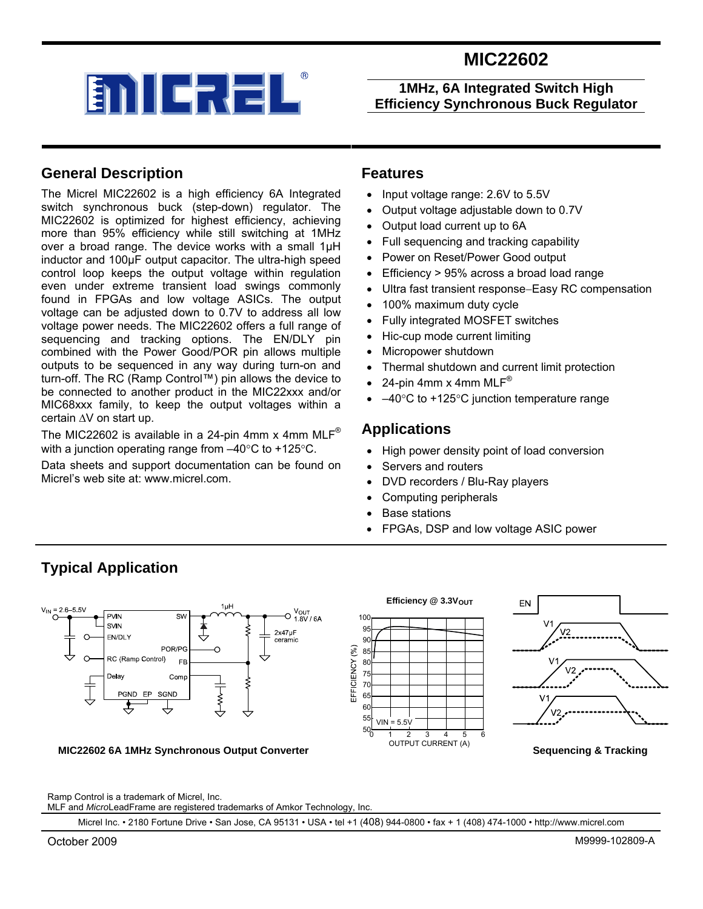# MIC22602

## 1MHz, 6A Integrated Switch High Efficiency Synchronous Buck Regulator

## General Description

The Micrel MIC22602 is a high efficiency 6A Integrated switch synchronous buck (step-down) regulator. The MIC22602 is optimized for highest efficiency, achieving more than 95% efficiency while still switching at 1MHz over a broad range. The device works with a small 1µH inductor and 100µF output capacitor. The ultra-high speed control loop keeps the output voltage within regulation even under extreme transient load swings commonly found in FPGAs and low voltage ASICs. The output voltage can be adjusted down to 0.7V to address all low voltage power needs. The MIC22602 offers a full range of sequencing and tracking options. The EN/DLY pin combined with the Power Good/POR pin allows multiple outputs to be sequenced in any way during turn-on and turn-off. The RC (Ramp Control™) pin allows the device to be connected to another product in the MIC22xxx and/or MIC68xxx family, to keep the output voltages within a certain ∆V on start up.

The MIC22602 is available in a 24-pin 4mm x 4mm MLF® with a junction operating range from –40°C to +125°C.

Data sheets and support documentation can be found on Micrel's web site at: www.micrel.com.

## Features

- Input voltage range: 2.6V to 5.5V
- Output voltage adjustable down to 0.7V
- Output load current up to 6A
- Full sequencing and tracking capability
- Power on Reset/Power Good output
- Efficiency > 95% across a broad load range
- Ultra fast transient response−Easy RC compensation
- 100% maximum duty cycle
- Fully integrated MOSFET switches
- Hic-cup mode current limiting
- Micropower shutdown
- Thermal shutdown and current limit protection
- 24-pin 4mm x 4mm MLF®
- –40°C to +125°C junction temperature range

## Applications

- High power density point of load conversion
- Servers and routers
- DVD recorders / Blu-Ray players
- Computing peripherals
- Base stations
- FPGAs, DSP and low voltage ASIC power

## Typical Application

**MIC22602 6A 1MHz Synchronous Output Converter**

**Efficiency @ 3.3V$_{OUT}$**

**Sequencing & Tracking**

Ramp Control is a trademark of Micrel, Inc.
MLF and *Micro*LeadFrame are registered trademarks of Amkor Technology, Inc.

Micrel Inc. • 2180 Fortune Drive • San Jose, CA 95131 • USA • tel +1 (408) 944-0800 • fax + 1 (408) 474-1000 • http://www.micrel.com

October 2009

M9999-102809-A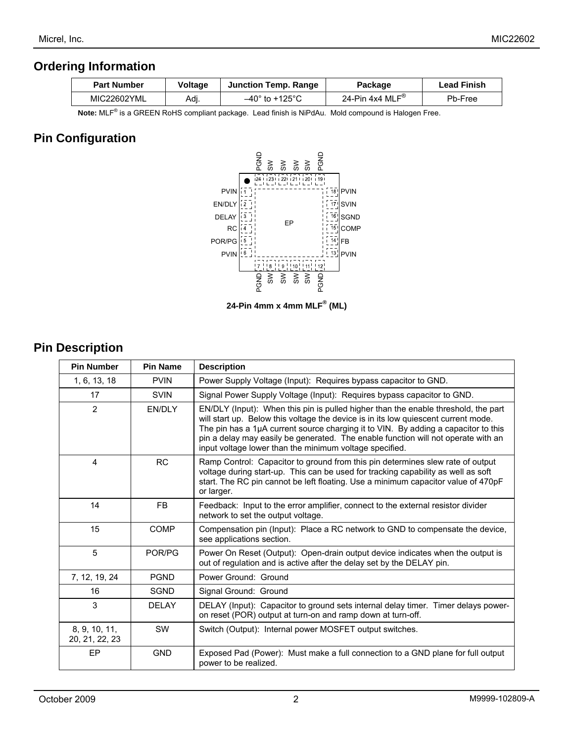## Ordering Information

| Part Number | Voltage | Junction Temp. Range | Package | Lead Finish |
|---|---|---|---|---|
| MIC22602YML | Adj. | –40° to +125°C | 24-Pin 4x4 MLF® | Pb-Free |

**Note:** MLF® is a GREEN RoHS compliant package. Lead finish is NiPdAu. Mold compound is Halogen Free.

## Pin Configuration

24-Pin 4mm x 4mm MLF® (ML)

## Pin Description

| Pin Number | Pin Name | Description |
|---|---|---|
| 1, 6, 13, 18 | PVIN | Power Supply Voltage (Input): Requires bypass capacitor to GND. |
| 17 | SVIN | Signal Power Supply Voltage (Input): Requires bypass capacitor to GND. |
| 2 | EN/DLY | EN/DLY (Input): When this pin is pulled higher than the enable threshold, the part will start up. Below this voltage the device is in its low quiescent current mode. The pin has a 1µA current source charging it to VIN. By adding a capacitor to this pin a delay may easily be generated. The enable function will not operate with an input voltage lower than the minimum voltage specified. |
| 4 | RC | Ramp Control: Capacitor to ground from this pin determines slew rate of output voltage during start-up. This can be used for tracking capability as well as soft start. The RC pin cannot be left floating. Use a minimum capacitor value of 470pF or larger. |
| 14 | FB | Feedback: Input to the error amplifier, connect to the external resistor divider network to set the output voltage. |
| 15 | COMP | Compensation pin (Input): Place a RC network to GND to compensate the device, see applications section. |
| 5 | POR/PG | Power On Reset (Output): Open-drain output device indicates when the output is out of regulation and is active after the delay set by the DELAY pin. |
| 7, 12, 19, 24 | PGND | Power Ground: Ground |
| 16 | SGND | Signal Ground: Ground |
| 3 | DELAY | DELAY (Input): Capacitor to ground sets internal delay timer. Timer delays power-on reset (POR) output at turn-on and ramp down at turn-off. |
| 8, 9, 10, 11, 20, 21, 22, 23 | SW | Switch (Output): Internal power MOSFET output switches. |
| EP | GND | Exposed Pad (Power): Must make a full connection to a GND plane for full output power to be realized. |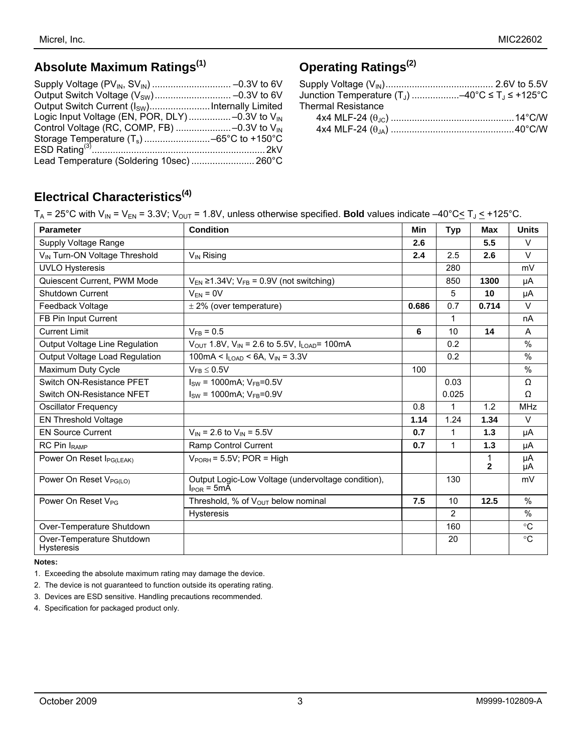## Absolute Maximum Ratings[1]

Supply Voltage ($PV_{IN}$, $SV_{IN}$) ............................. –0.3V to 6V
Output Switch Voltage ($V_{SW}$) ............................. –0.3V to 6V
Output Switch Current ($I_{SW}$) ....................... Internally Limited
Logic Input Voltage (EN, POR, DLY) ................ –0.3V to $V_{IN}$
Control Voltage (RC, COMP, FB) ..................... –0.3V to $V_{IN}$
Storage Temperature ($T_s$) ......................... –65°C to +150°C
ESD Rating[3] ................................................................. 2kV
Lead Temperature (Soldering 10sec) ........................ 260°C

## Operating Ratings[2]

Supply Voltage ($V_{IN}$) ......................................... 2.6V to 5.5V
Junction Temperature ($T_J$) .................. –40°C ≤ $T_J$ ≤ +125°C
Thermal Resistance
  4x4 MLF-24 ($\theta_{JC}$) .............................................. 14°C/W
  4x4 MLF-24 ($\theta_{JA}$) .............................................. 40°C/W

## Electrical Characteristics[4]

$T_A$ = 25°C with $V_{IN}$ = $V_{EN}$ = 3.3V; $V_{OUT}$ = 1.8V, unless otherwise specified. **Bold** values indicate –40°C ≤ $T_J$ ≤ +125°C.

| Parameter | Condition | Min | Typ | Max | Units |
|---|---|---|---|---|---|
| Supply Voltage Range | | **2.6** | | **5.5** | V |
| $V_{IN}$ Turn-ON Voltage Threshold | $V_{IN}$ Rising | **2.4** | 2.5 | **2.6** | V |
| UVLO Hysteresis | | | 280 | | mV |
| Quiescent Current, PWM Mode | $V_{EN}$ ≥1.34V; $V_{FB}$ = 0.9V (not switching) | | 850 | **1300** | µA |
| Shutdown Current | $V_{EN}$ = 0V | | 5 | **10** | µA |
| Feedback Voltage | ± 2% (over temperature) | **0.686** | 0.7 | **0.714** | V |
| FB Pin Input Current | | | 1 | | nA |
| Current Limit | $V_{FB}$ = 0.5 | **6** | 10 | **14** | A |
| Output Voltage Line Regulation | $V_{OUT}$ 1.8V, $V_{IN}$ = 2.6 to 5.5V, $I_{LOAD}$= 100mA | | 0.2 | | % |
| Output Voltage Load Regulation | 100mA < $I_{LOAD}$ < 6A, $V_{IN}$ = 3.3V | | 0.2 | | % |
| Maximum Duty Cycle | $V_{FB}$ ≤ 0.5V | 100 | | | % |
| Switch ON-Resistance PFET | $I_{SW}$ = 1000mA; $V_{FB}$=0.5V | | 0.03 | | Ω |
| Switch ON-Resistance NFET | $I_{SW}$ = 1000mA; $V_{FB}$=0.9V | | 0.025 | | Ω |
| Oscillator Frequency | | 0.8 | 1 | 1.2 | MHz |
| EN Threshold Voltage | | **1.14** | 1.24 | **1.34** | V |
| EN Source Current | $V_{IN}$ = 2.6 to $V_{IN}$ = 5.5V | **0.7** | 1 | **1.3** | µA |
| RC Pin $I_{RAMP}$ | Ramp Control Current | **0.7** | 1 | **1.3** | µA |
| Power On Reset $I_{PG(LEAK)}$ | $V_{PORH}$ = 5.5V; POR = High | | | 1<br>**2** | µA<br>µA |
| Power On Reset $V_{PG(LO)}$ | Output Logic-Low Voltage (undervoltage condition), $I_{POR}$ = 5mA | | 130 | | mV |
| Power On Reset $V_{PG}$ | Threshold, % of $V_{OUT}$ below nominal | **7.5** | 10 | **12.5** | % |
| | Hysteresis | | 2 | | % |
| Over-Temperature Shutdown | | | 160 | | °C |
| Over-Temperature Shutdown Hysteresis | | | 20 | | °C |

**Notes:**

1. Exceeding the absolute maximum rating may damage the device.
2. The device is not guaranteed to function outside its operating rating.
3. Devices are ESD sensitive. Handling precautions recommended.
4. Specification for packaged product only.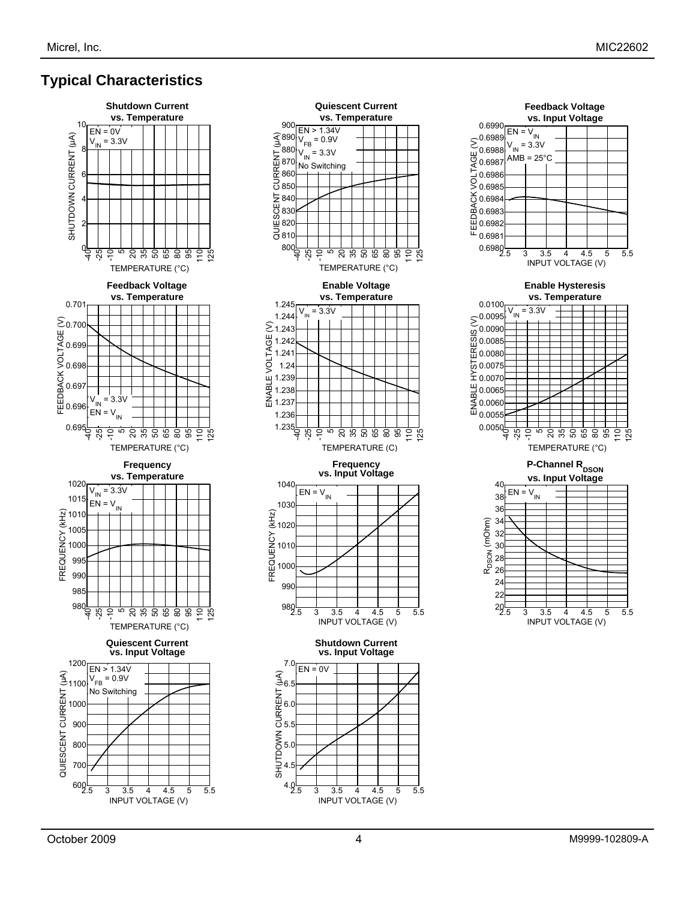## Typical Characteristics

**Shutdown Current vs. Temperature**

EN = 0V, $V_{IN}$ = 3.3V

**Quiescent Current vs. Temperature**

EN > 1.34V, $V_{FB}$ = 0.9V, $V_{IN}$ = 3.3V, No Switching

**Feedback Voltage vs. Input Voltage**

EN = $V_{IN}$, $V_{IN}$ = 3.3V, AMB = 25°C

**Feedback Voltage vs. Temperature**

$V_{IN}$ = 3.3V, EN = $V_{IN}$

**Enable Voltage vs. Temperature**

$V_{IN}$ = 3.3V

**Enable Hysteresis vs. Temperature**

$V_{IN}$ = 3.3V

**Frequency vs. Temperature**

$V_{IN}$ = 3.3V, EN = $V_{IN}$

**Frequency vs. Input Voltage**

EN = $V_{IN}$

**P-Channel $R_{DSON}$ vs. Input Voltage**

EN = $V_{IN}$

**Quiescent Current vs. Input Voltage**

EN > 1.34V, $V_{FB}$ = 0.9V, No Switching

**Shutdown Current vs. Input Voltage**

EN = 0V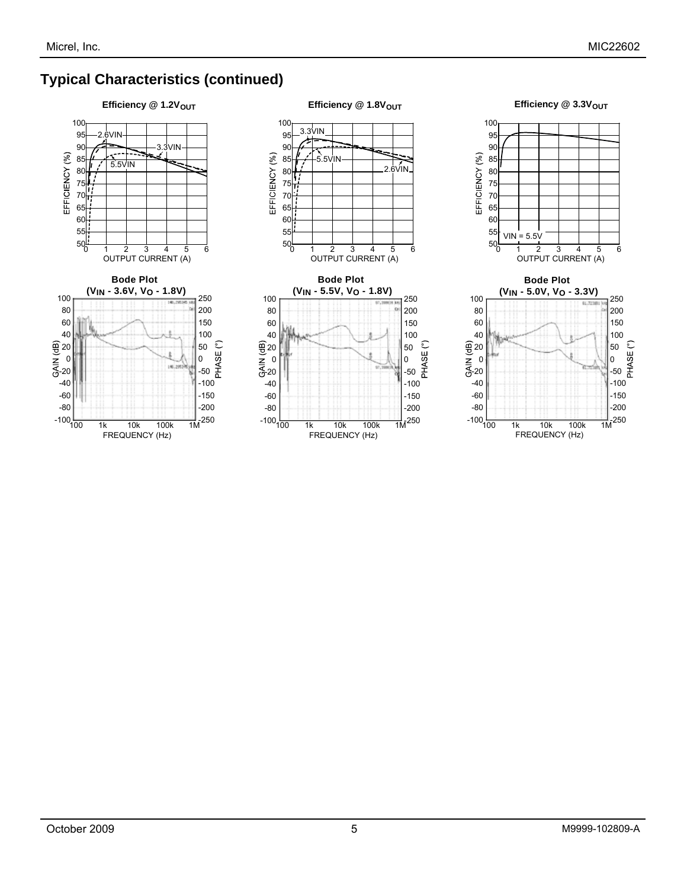## Typical Characteristics (continued)

**Efficiency @ 1.2V$_{OUT}$**

**Efficiency @ 1.8V$_{OUT}$**

**Efficiency @ 3.3V$_{OUT}$**

**Bode Plot ($V_{IN}$ - 3.6V, $V_O$ - 1.8V)**

**Bode Plot ($V_{IN}$ - 5.5V, $V_O$ - 1.8V)**

**Bode Plot ($V_{IN}$ - 5.0V, $V_O$ - 3.3V)**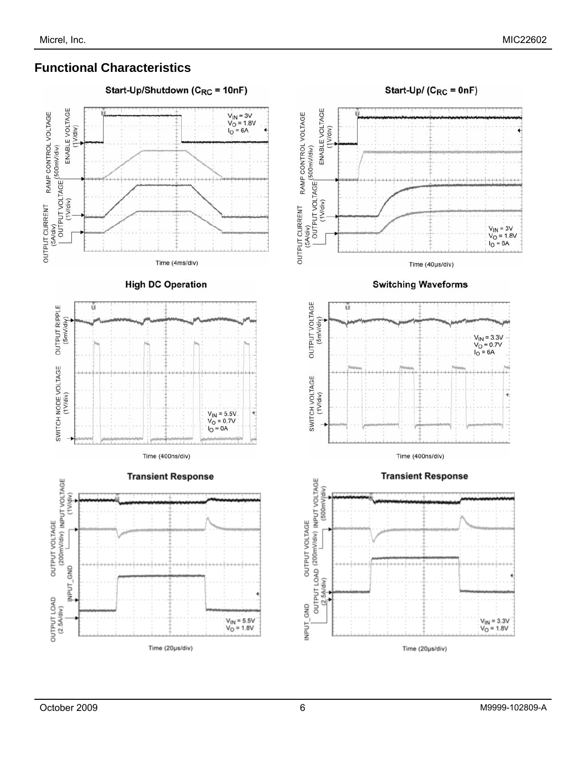## Functional Characteristics

**Start-Up/Shutdown ($C_{RC}$ = 10nF)**

ENABLE VOLTAGE (1V/div)
RAMP CONTROL VOLTAGE (500mV/div)
OUTPUT VOLTAGE (1V/div)
OUTPUT CURRENT (5A/div)

$V_{IN}$ = 3V
$V_O$ = 1.8V
$I_O$ = 6A

Time (4ms/div)

**Start-Up/ ($C_{RC}$ = 0nF)**

ENABLE VOLTAGE (1V/div)
RAMP CONTROL VOLTAGE (500mV/div)
OUTPUT VOLTAGE (1V/div)
OUTPUT CURRENT (5A/div)

$V_{IN}$ = 3V
$V_O$ = 1.8V
$I_O$ = 6A

Time (40µs/div)

**High DC Operation**

OUTPUT RIPPLE (5mV/div)
SWITCH NODE VOLTAGE (1V/div)

$V_{IN}$ = 5.5V
$V_O$ = 0.7V
$I_O$ = 0A

Time (400ns/div)

**Switching Waveforms**

OUTPUT VOLTAGE (5mV/div)
SWITCH VOLTAGE (1V/div)

$V_{IN}$ = 3.3V
$V_O$ = 0.7V
$I_O$ = 6A

Time (400ns/div)

**Transient Response**

INPUT VOLTAGE (1V/div)
OUTPUT VOLTAGE (200mV/div)
INPUT_GND
OUTPUT LOAD (2.5A/div)

$V_{IN}$ = 5.5V
$V_O$ = 1.8V

Time (20µs/div)

**Transient Response**

INPUT VOLTAGE (500mV/div)
OUTPUT VOLTAGE (200mV/div)
OUTPUT LOAD (2.5A/div)
INPUT_GND

$V_{IN}$ = 3.3V
$V_O$ = 1.8V

Time (20µs/div)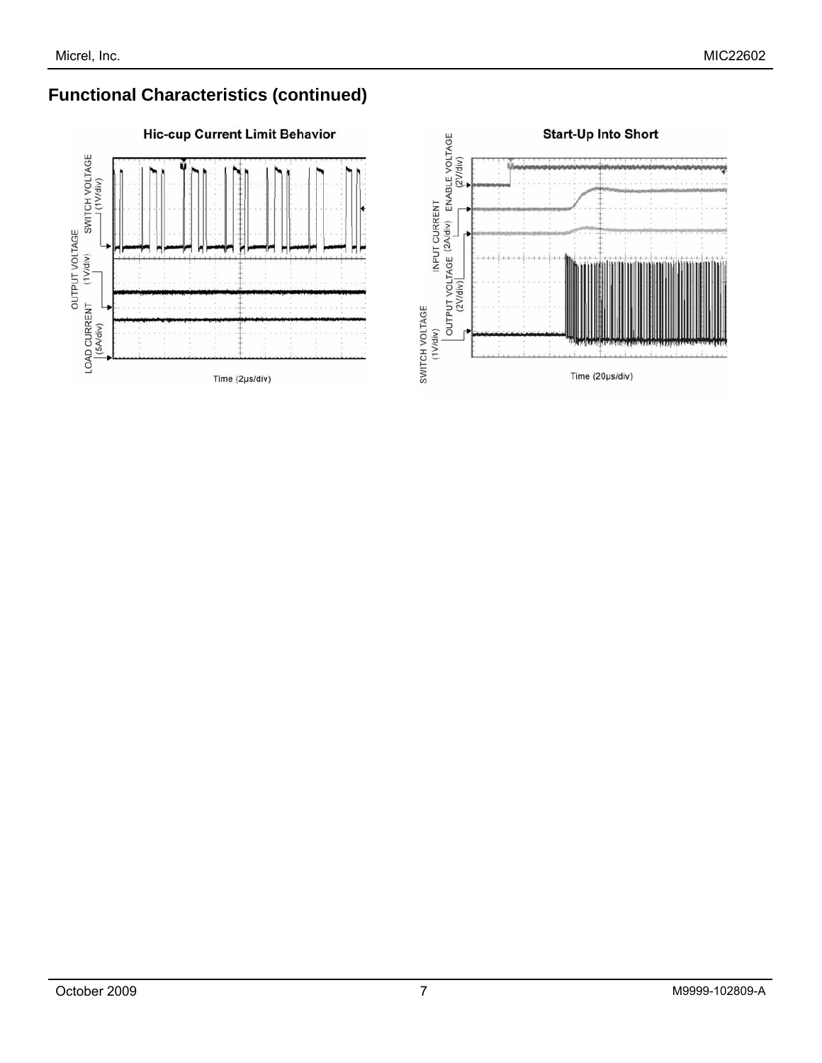## Functional Characteristics (continued)

**Hic-cup Current Limit Behavior**

SWITCH VOLTAGE (1V/div)

OUTPUT VOLTAGE (1V/div)

LOAD CURRENT (5A/div)

Time (2µs/div)

**Start-Up Into Short**

ENABLE VOLTAGE (2V/div)

INPUT CURRENT (2A/div)

OUTPUT VOLTAGE (2V/div)

SWITCH VOLTAGE (1V/div)

Time (20µs/div)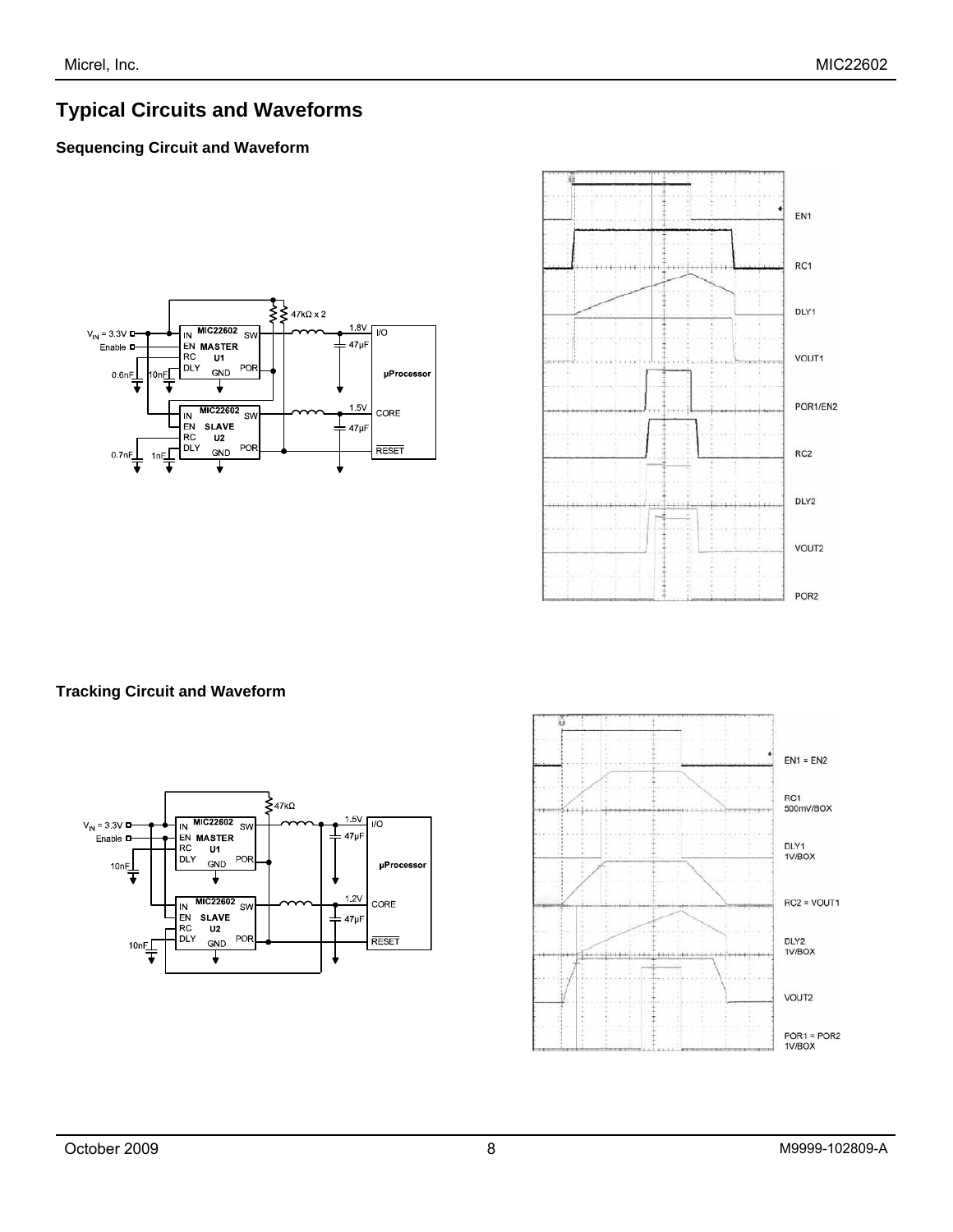# Typical Circuits and Waveforms

### Sequencing Circuit and Waveform

### Tracking Circuit and Waveform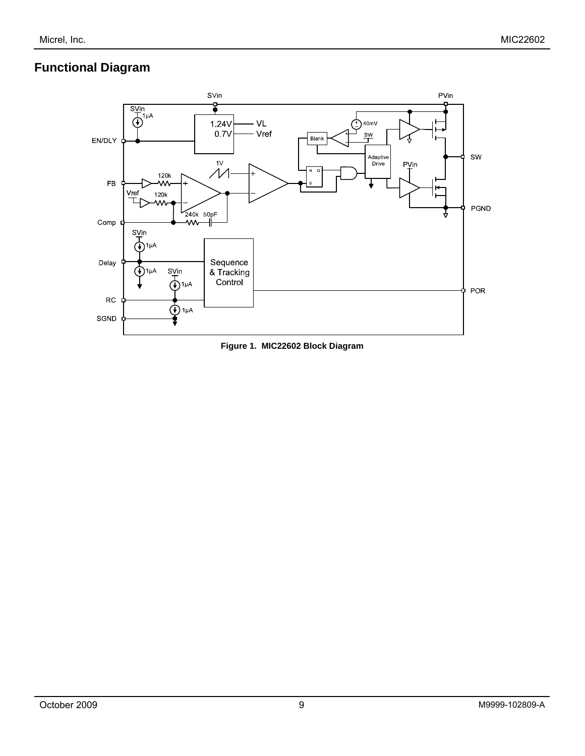## Functional Diagram

**Figure 1. MIC22602 Block Diagram**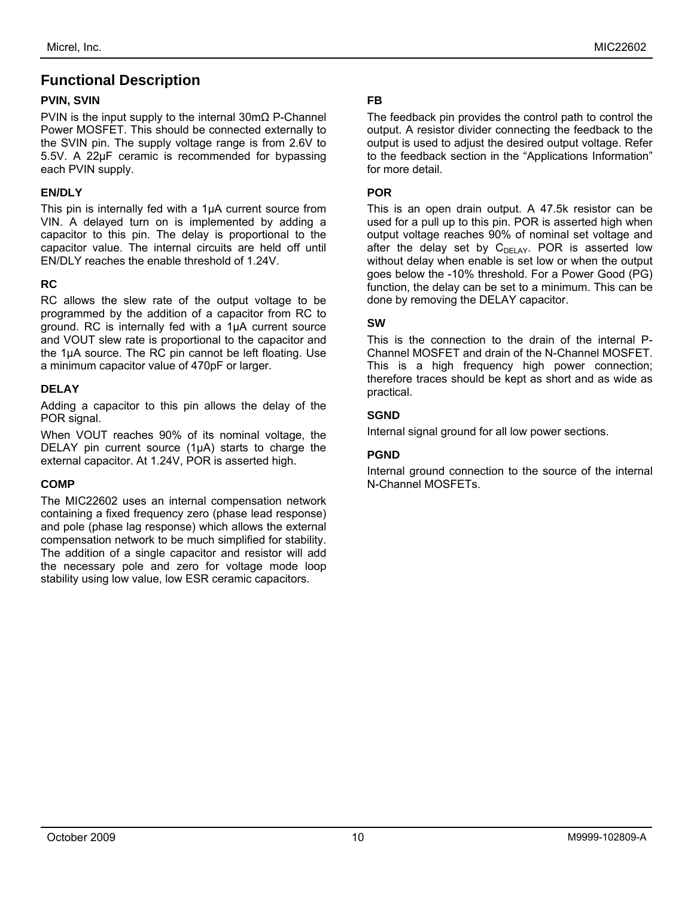# Functional Description

### PVIN, SVIN

PVIN is the input supply to the internal 30mΩ P-Channel Power MOSFET. This should be connected externally to the SVIN pin. The supply voltage range is from 2.6V to 5.5V. A 22µF ceramic is recommended for bypassing each PVIN supply.

### EN/DLY

This pin is internally fed with a 1µA current source from VIN. A delayed turn on is implemented by adding a capacitor to this pin. The delay is proportional to the capacitor value. The internal circuits are held off until EN/DLY reaches the enable threshold of 1.24V.

### RC

RC allows the slew rate of the output voltage to be programmed by the addition of a capacitor from RC to ground. RC is internally fed with a 1µA current source and VOUT slew rate is proportional to the capacitor and the 1µA source. The RC pin cannot be left floating. Use a minimum capacitor value of 470pF or larger.

### DELAY

Adding a capacitor to this pin allows the delay of the POR signal.

When VOUT reaches 90% of its nominal voltage, the DELAY pin current source (1µA) starts to charge the external capacitor. At 1.24V, POR is asserted high.

### COMP

The MIC22602 uses an internal compensation network containing a fixed frequency zero (phase lead response) and pole (phase lag response) which allows the external compensation network to be much simplified for stability. The addition of a single capacitor and resistor will add the necessary pole and zero for voltage mode loop stability using low value, low ESR ceramic capacitors.

### FB

The feedback pin provides the control path to control the output. A resistor divider connecting the feedback to the output is used to adjust the desired output voltage. Refer to the feedback section in the "Applications Information" for more detail.

### POR

This is an open drain output. A 47.5k resistor can be used for a pull up to this pin. POR is asserted high when output voltage reaches 90% of nominal set voltage and after the delay set by $C_{DELAY}$. POR is asserted low without delay when enable is set low or when the output goes below the -10% threshold. For a Power Good (PG) function, the delay can be set to a minimum. This can be done by removing the DELAY capacitor.

### SW

This is the connection to the drain of the internal P-Channel MOSFET and drain of the N-Channel MOSFET. This is a high frequency high power connection; therefore traces should be kept as short and as wide as practical.

### SGND

Internal signal ground for all low power sections.

### PGND

Internal ground connection to the source of the internal N-Channel MOSFETs.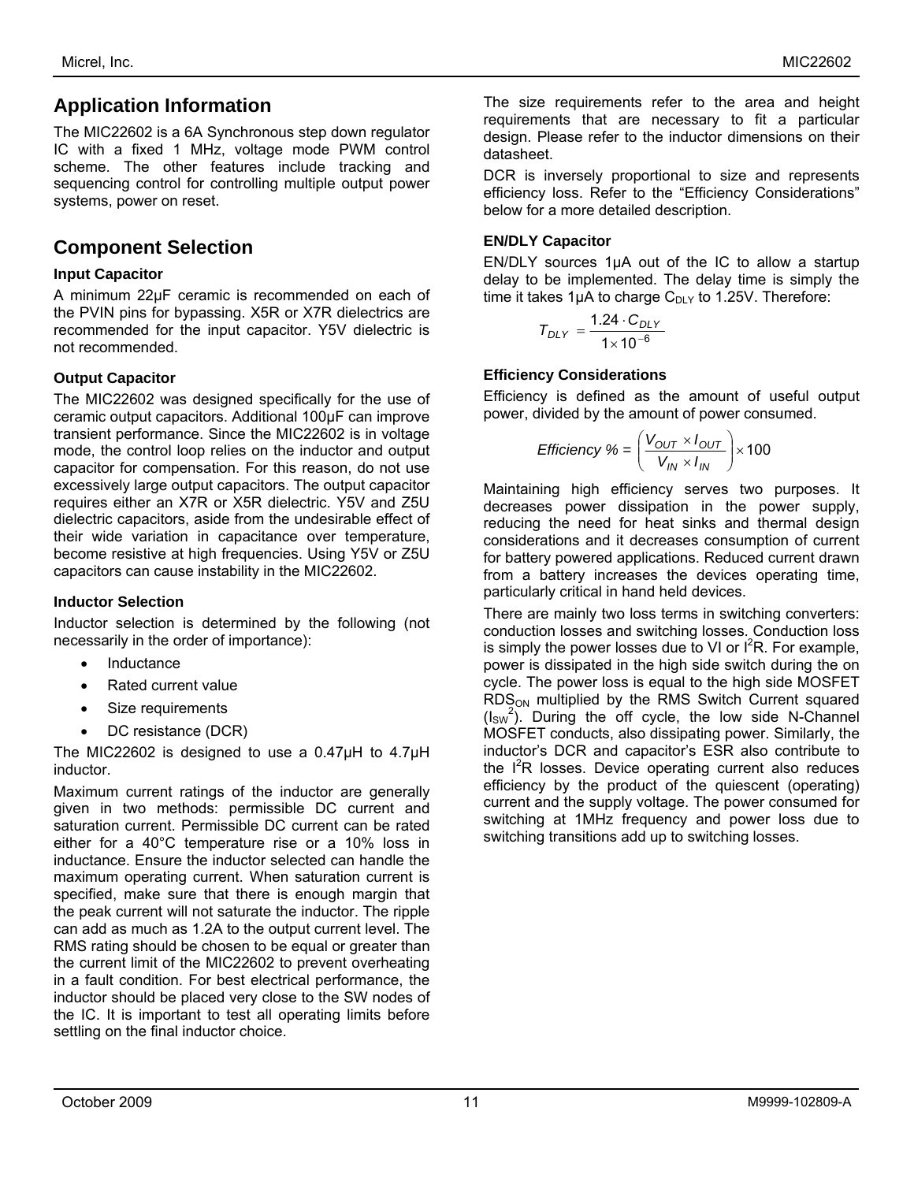## Application Information

The MIC22602 is a 6A Synchronous step down regulator IC with a fixed 1 MHz, voltage mode PWM control scheme. The other features include tracking and sequencing control for controlling multiple output power systems, power on reset.

## Component Selection

### Input Capacitor

A minimum 22µF ceramic is recommended on each of the PVIN pins for bypassing. X5R or X7R dielectrics are recommended for the input capacitor. Y5V dielectric is not recommended.

### Output Capacitor

The MIC22602 was designed specifically for the use of ceramic output capacitors. Additional 100µF can improve transient performance. Since the MIC22602 is in voltage mode, the control loop relies on the inductor and output capacitor for compensation. For this reason, do not use excessively large output capacitors. The output capacitor requires either an X7R or X5R dielectric. Y5V and Z5U dielectric capacitors, aside from the undesirable effect of their wide variation in capacitance over temperature, become resistive at high frequencies. Using Y5V or Z5U capacitors can cause instability in the MIC22602.

### Inductor Selection

Inductor selection is determined by the following (not necessarily in the order of importance):

- Inductance
- Rated current value
- Size requirements
- DC resistance (DCR)

The MIC22602 is designed to use a 0.47µH to 4.7µH inductor.

Maximum current ratings of the inductor are generally given in two methods: permissible DC current and saturation current. Permissible DC current can be rated either for a 40°C temperature rise or a 10% loss in inductance. Ensure the inductor selected can handle the maximum operating current. When saturation current is specified, make sure that there is enough margin that the peak current will not saturate the inductor. The ripple can add as much as 1.2A to the output current level. The RMS rating should be chosen to be equal or greater than the current limit of the MIC22602 to prevent overheating in a fault condition. For best electrical performance, the inductor should be placed very close to the SW nodes of the IC. It is important to test all operating limits before settling on the final inductor choice.

The size requirements refer to the area and height requirements that are necessary to fit a particular design. Please refer to the inductor dimensions on their datasheet.

DCR is inversely proportional to size and represents efficiency loss. Refer to the "Efficiency Considerations" below for a more detailed description.

### EN/DLY Capacitor

EN/DLY sources 1µA out of the IC to allow a startup delay to be implemented. The delay time is simply the time it takes 1µA to charge $C_{DLY}$ to 1.25V. Therefore:

$$T_{DLY} = \frac{1.24 \cdot C_{DLY}}{1 \times 10^{-6}}$$

### Efficiency Considerations

Efficiency is defined as the amount of useful output power, divided by the amount of power consumed.

$$Efficiency\ \% = \left( \frac{V_{OUT} \times I_{OUT}}{V_{IN} \times I_{IN}} \right) \times 100$$

Maintaining high efficiency serves two purposes. It decreases power dissipation in the power supply, reducing the need for heat sinks and thermal design considerations and it decreases consumption of current for battery powered applications. Reduced current drawn from a battery increases the devices operating time, particularly critical in hand held devices.

There are mainly two loss terms in switching converters: conduction losses and switching losses. Conduction loss is simply the power losses due to VI or $I^2R$. For example, power is dissipated in the high side switch during the on cycle. The power loss is equal to the high side MOSFET $RDS_{ON}$ multiplied by the RMS Switch Current squared ($I_{SW}^2$). During the off cycle, the low side N-Channel MOSFET conducts, also dissipating power. Similarly, the inductor's DCR and capacitor's ESR also contribute to the $I^2R$ losses. Device operating current also reduces efficiency by the product of the quiescent (operating) current and the supply voltage. The power consumed for switching at 1MHz frequency and power loss due to switching transitions add up to switching losses.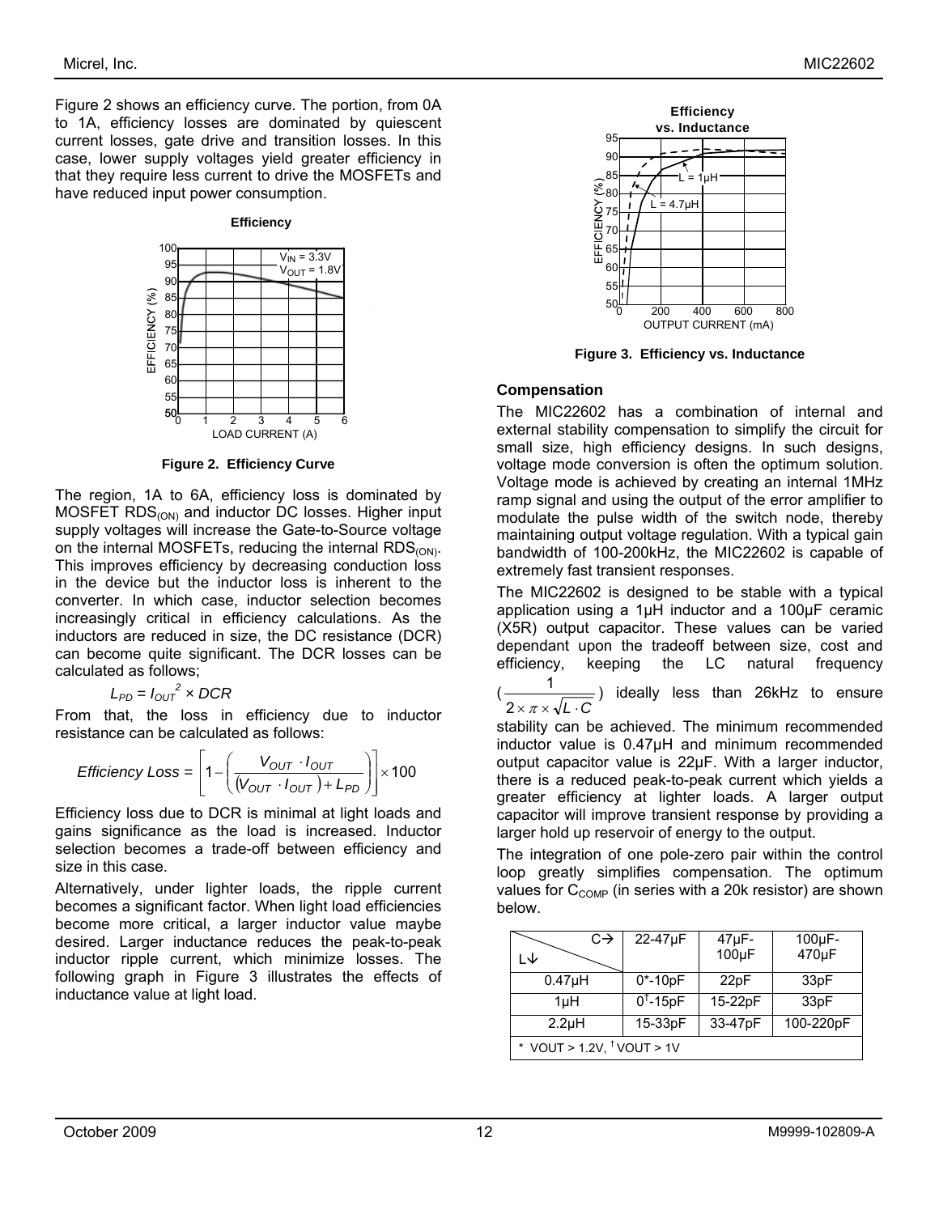Figure 2 shows an efficiency curve. The portion, from 0A to 1A, efficiency losses are dominated by quiescent current losses, gate drive and transition losses. In this case, lower supply voltages yield greater efficiency in that they require less current to drive the MOSFETs and have reduced input power consumption.

**Figure 2. Efficiency Curve**

The region, 1A to 6A, efficiency loss is dominated by MOSFET $RDS_{(ON)}$ and inductor DC losses. Higher input supply voltages will increase the Gate-to-Source voltage on the internal MOSFETs, reducing the internal $RDS_{(ON)}$. This improves efficiency by decreasing conduction loss in the device but the inductor loss is inherent to the converter. In which case, inductor selection becomes increasingly critical in efficiency calculations. As the inductors are reduced in size, the DC resistance (DCR) can become quite significant. The DCR losses can be calculated as follows;

$$L_{PD} = I_{OUT}^2 \times DCR$$

From that, the loss in efficiency due to inductor resistance can be calculated as follows:

$$Efficiency\ Loss = \left[1 - \left(\frac{V_{OUT} \cdot I_{OUT}}{(V_{OUT} \cdot I_{OUT}) + L_{PD}}\right)\right] \times 100$$

Efficiency loss due to DCR is minimal at light loads and gains significance as the load is increased. Inductor selection becomes a trade-off between efficiency and size in this case.

Alternatively, under lighter loads, the ripple current becomes a significant factor. When light load efficiencies become more critical, a larger inductor value maybe desired. Larger inductance reduces the peak-to-peak inductor ripple current, which minimize losses. The following graph in Figure 3 illustrates the effects of inductance value at light load.

**Figure 3. Efficiency vs. Inductance**

### Compensation

The MIC22602 has a combination of internal and external stability compensation to simplify the circuit for small size, high efficiency designs. In such designs, voltage mode conversion is often the optimum solution. Voltage mode is achieved by creating an internal 1MHz ramp signal and using the output of the error amplifier to modulate the pulse width of the switch node, thereby maintaining output voltage regulation. With a typical gain bandwidth of 100-200kHz, the MIC22602 is capable of extremely fast transient responses.

The MIC22602 is designed to be stable with a typical application using a 1µH inductor and a 100µF ceramic (X5R) output capacitor. These values can be varied dependant upon the tradeoff between size, cost and efficiency, keeping the LC natural frequency ($\frac{1}{2 \times \pi \times \sqrt{L \cdot C}}$) ideally less than 26kHz to ensure stability can be achieved. The minimum recommended inductor value is 0.47µH and minimum recommended output capacitor value is 22µF. With a larger inductor, there is a reduced peak-to-peak current which yields a greater efficiency at lighter loads. A larger output capacitor will improve transient response by providing a larger hold up reservoir of energy to the output.

The integration of one pole-zero pair within the control loop greatly simplifies compensation. The optimum values for $C_{COMP}$ (in series with a 20k resistor) are shown below.

| C→ / L↓ | 22-47µF | 47µF-100µF | 100µF-470µF |
|---|---|---|---|
| 0.47µH | 0*-10pF | 22pF | 33pF |
| 1µH | 0†-15pF | 15-22pF | 33pF |
| 2.2µH | 15-33pF | 33-47pF | 100-220pF |
| * VOUT > 1.2V, † VOUT > 1V | | | |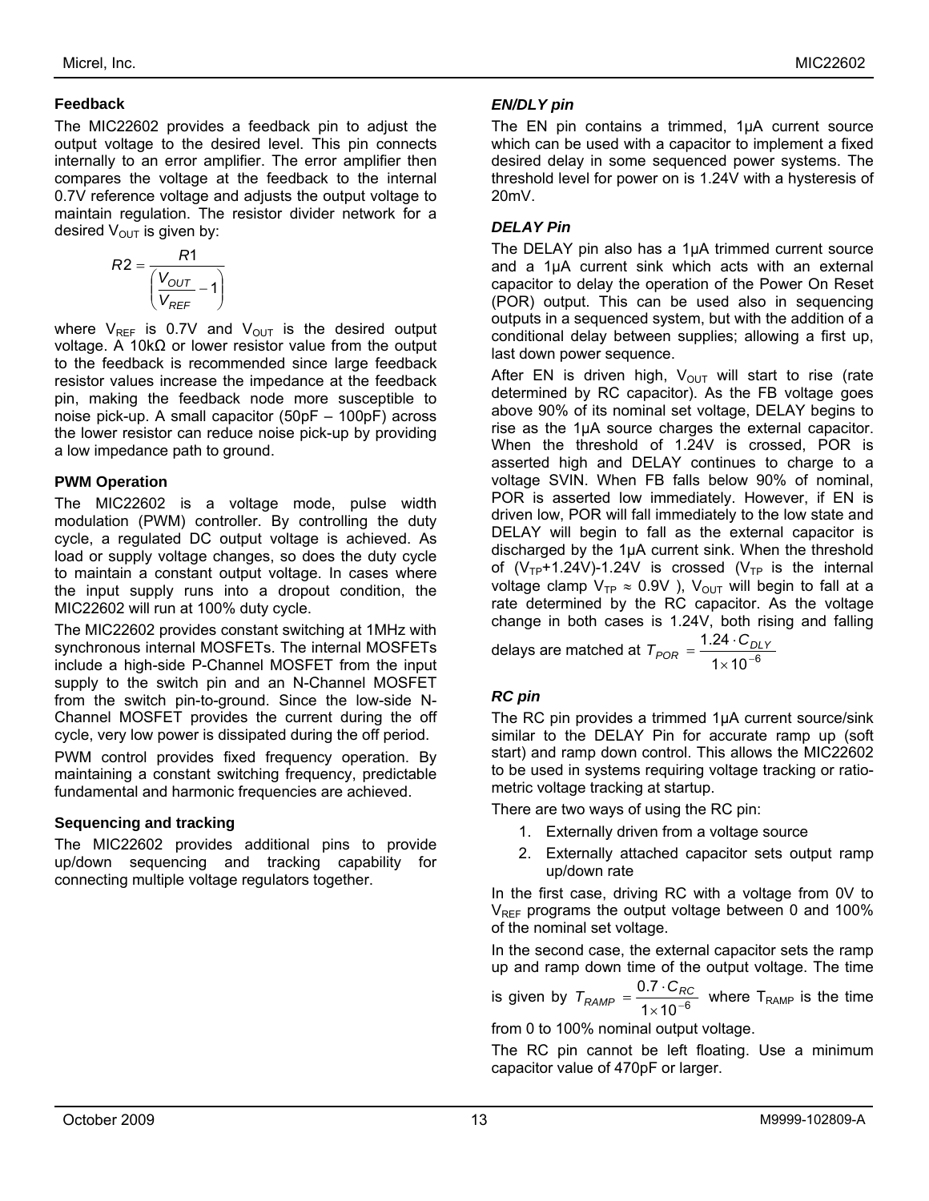### Feedback

The MIC22602 provides a feedback pin to adjust the output voltage to the desired level. This pin connects internally to an error amplifier. The error amplifier then compares the voltage at the feedback to the internal 0.7V reference voltage and adjusts the output voltage to maintain regulation. The resistor divider network for a desired $V_{OUT}$ is given by:

$$R2 = \frac{R1}{\left(\frac{V_{OUT}}{V_{REF}} - 1\right)}$$

where $V_{REF}$ is 0.7V and $V_{OUT}$ is the desired output voltage. A 10kΩ or lower resistor value from the output to the feedback is recommended since large feedback resistor values increase the impedance at the feedback pin, making the feedback node more susceptible to noise pick-up. A small capacitor (50pF – 100pF) across the lower resistor can reduce noise pick-up by providing a low impedance path to ground.

### PWM Operation

The MIC22602 is a voltage mode, pulse width modulation (PWM) controller. By controlling the duty cycle, a regulated DC output voltage is achieved. As load or supply voltage changes, so does the duty cycle to maintain a constant output voltage. In cases where the input supply runs into a dropout condition, the MIC22602 will run at 100% duty cycle.

The MIC22602 provides constant switching at 1MHz with synchronous internal MOSFETs. The internal MOSFETs include a high-side P-Channel MOSFET from the input supply to the switch pin and an N-Channel MOSFET from the switch pin-to-ground. Since the low-side N-Channel MOSFET provides the current during the off cycle, very low power is dissipated during the off period.

PWM control provides fixed frequency operation. By maintaining a constant switching frequency, predictable fundamental and harmonic frequencies are achieved.

### Sequencing and tracking

The MIC22602 provides additional pins to provide up/down sequencing and tracking capability for connecting multiple voltage regulators together.

#### *EN/DLY pin*

The EN pin contains a trimmed, 1µA current source which can be used with a capacitor to implement a fixed desired delay in some sequenced power systems. The threshold level for power on is 1.24V with a hysteresis of 20mV.

#### *DELAY Pin*

The DELAY pin also has a 1µA trimmed current source and a 1µA current sink which acts with an external capacitor to delay the operation of the Power On Reset (POR) output. This can be used also in sequencing outputs in a sequenced system, but with the addition of a conditional delay between supplies; allowing a first up, last down power sequence.

After EN is driven high, $V_{OUT}$ will start to rise (rate determined by RC capacitor). As the FB voltage goes above 90% of its nominal set voltage, DELAY begins to rise as the 1µA source charges the external capacitor. When the threshold of 1.24V is crossed, POR is asserted high and DELAY continues to charge to a voltage SVIN. When FB falls below 90% of nominal, POR is asserted low immediately. However, if EN is driven low, POR will fall immediately to the low state and DELAY will begin to fall as the external capacitor is discharged by the 1µA current sink. When the threshold of ($V_{TP}$+1.24V)-1.24V is crossed ($V_{TP}$ is the internal voltage clamp $V_{TP} \approx 0.9V$ ), $V_{OUT}$ will begin to fall at a rate determined by the RC capacitor. As the voltage change in both cases is 1.24V, both rising and falling delays are matched at $T_{POR} = \frac{1.24 \cdot C_{DLY}}{1 \times 10^{-6}}$

#### *RC pin*

The RC pin provides a trimmed 1µA current source/sink similar to the DELAY Pin for accurate ramp up (soft start) and ramp down control. This allows the MIC22602 to be used in systems requiring voltage tracking or ratio-metric voltage tracking at startup.

There are two ways of using the RC pin:

1. Externally driven from a voltage source
2. Externally attached capacitor sets output ramp up/down rate

In the first case, driving RC with a voltage from 0V to $V_{REF}$ programs the output voltage between 0 and 100% of the nominal set voltage.

In the second case, the external capacitor sets the ramp up and ramp down time of the output voltage. The time is given by $T_{RAMP} = \frac{0.7 \cdot C_{RC}}{1 \times 10^{-6}}$ where $T_{RAMP}$ is the time from 0 to 100% nominal output voltage.

The RC pin cannot be left floating. Use a minimum capacitor value of 470pF or larger.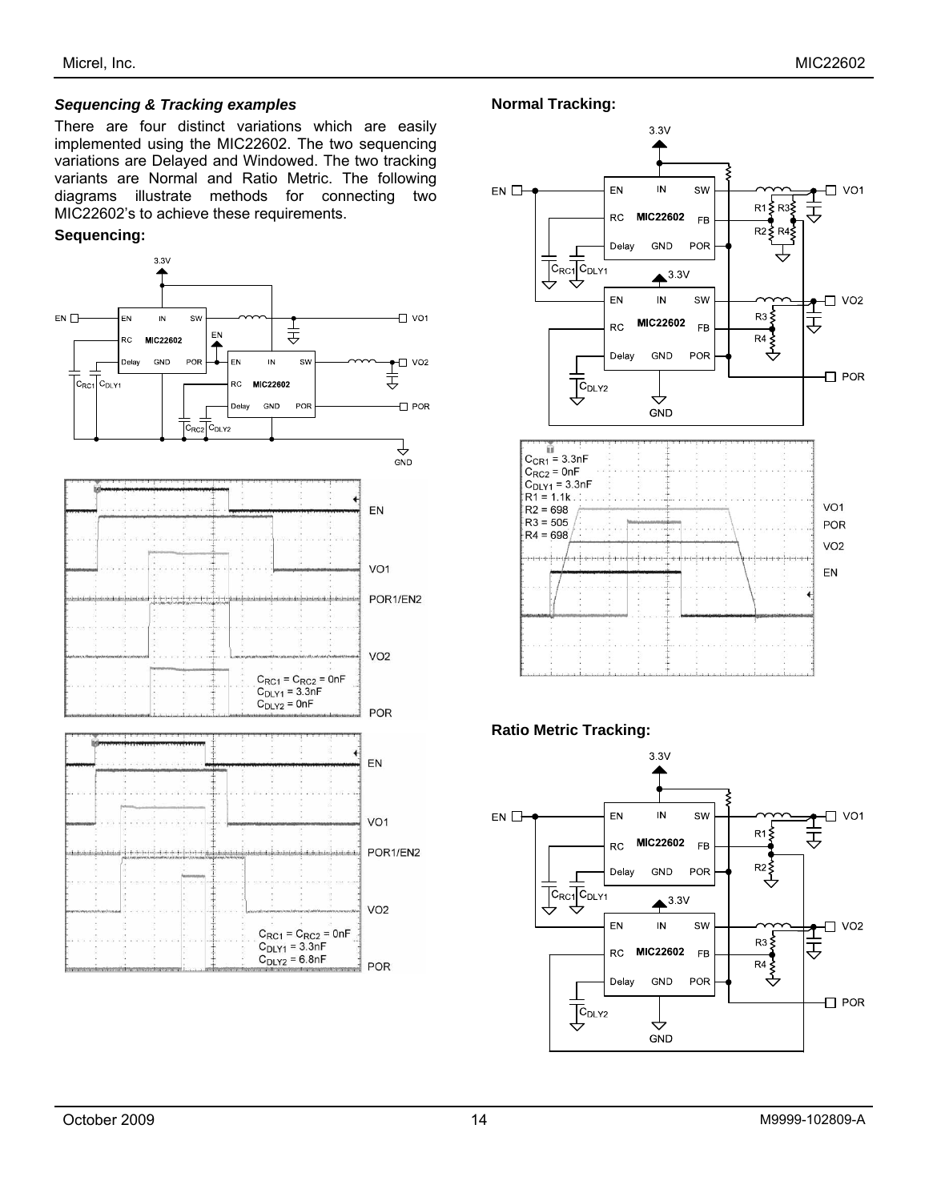### *Sequencing & Tracking examples*

There are four distinct variations which are easily implemented using the MIC22602. The two sequencing variations are Delayed and Windowed. The two tracking variants are Normal and Ratio Metric. The following diagrams illustrate methods for connecting two MIC22602's to achieve these requirements.

**Sequencing:**

$C_{RC1} = C_{RC2} = 0nF$
$C_{DLY1} = 3.3nF$
$C_{DLY2} = 0nF$

$C_{RC1} = C_{RC2} = 0nF$
$C_{DLY1} = 3.3nF$
$C_{DLY2} = 6.8nF$

**Normal Tracking:**

$C_{CR1} = 3.3nF$
$C_{RC2} = 0nF$
$C_{DLY1} = 3.3nF$
$R1 = 1.1k$
$R2 = 698$
$R3 = 505$
$R4 = 698$

**Ratio Metric Tracking:**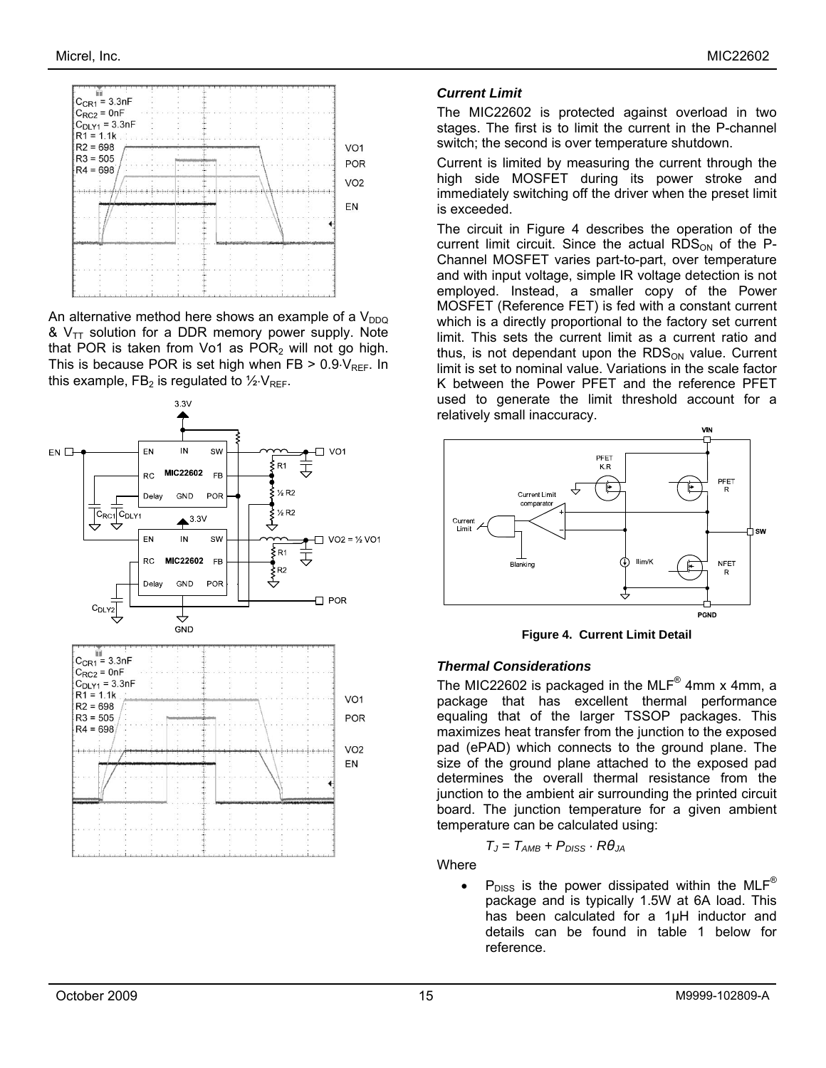An alternative method here shows an example of a $V_{DDQ}$ & $V_{TT}$ solution for a DDR memory power supply. Note that POR is taken from Vo1 as $POR_2$ will not go high. This is because POR is set high when FB > $0.9 \cdot V_{REF}$. In this example, $FB_2$ is regulated to $\frac{1}{2} \cdot V_{REF}$.

### *Current Limit*

The MIC22602 is protected against overload in two stages. The first is to limit the current in the P-channel switch; the second is over temperature shutdown.

Current is limited by measuring the current through the high side MOSFET during its power stroke and immediately switching off the driver when the preset limit is exceeded.

The circuit in Figure 4 describes the operation of the current limit circuit. Since the actual $RDS_{ON}$ of the P-Channel MOSFET varies part-to-part, over temperature and with input voltage, simple IR voltage detection is not employed. Instead, a smaller copy of the Power MOSFET (Reference FET) is fed with a constant current which is a directly proportional to the factory set current limit. This sets the current limit as a current ratio and thus, is not dependant upon the $RDS_{ON}$ value. Current limit is set to nominal value. Variations in the scale factor K between the Power PFET and the reference PFET used to generate the limit threshold account for a relatively small inaccuracy.

**Figure 4. Current Limit Detail**

### *Thermal Considerations*

The MIC22602 is packaged in the MLF® 4mm x 4mm, a package that has excellent thermal performance equaling that of the larger TSSOP packages. This maximizes heat transfer from the junction to the exposed pad (ePAD) which connects to the ground plane. The size of the ground plane attached to the exposed pad determines the overall thermal resistance from the junction to the ambient air surrounding the printed circuit board. The junction temperature for a given ambient temperature can be calculated using:

$$T_J = T_{AMB} + P_{DISS} \cdot R\theta_{JA}$$

Where

- $P_{DISS}$ is the power dissipated within the MLF® package and is typically 1.5W at 6A load. This has been calculated for a 1µH inductor and details can be found in table 1 below for reference.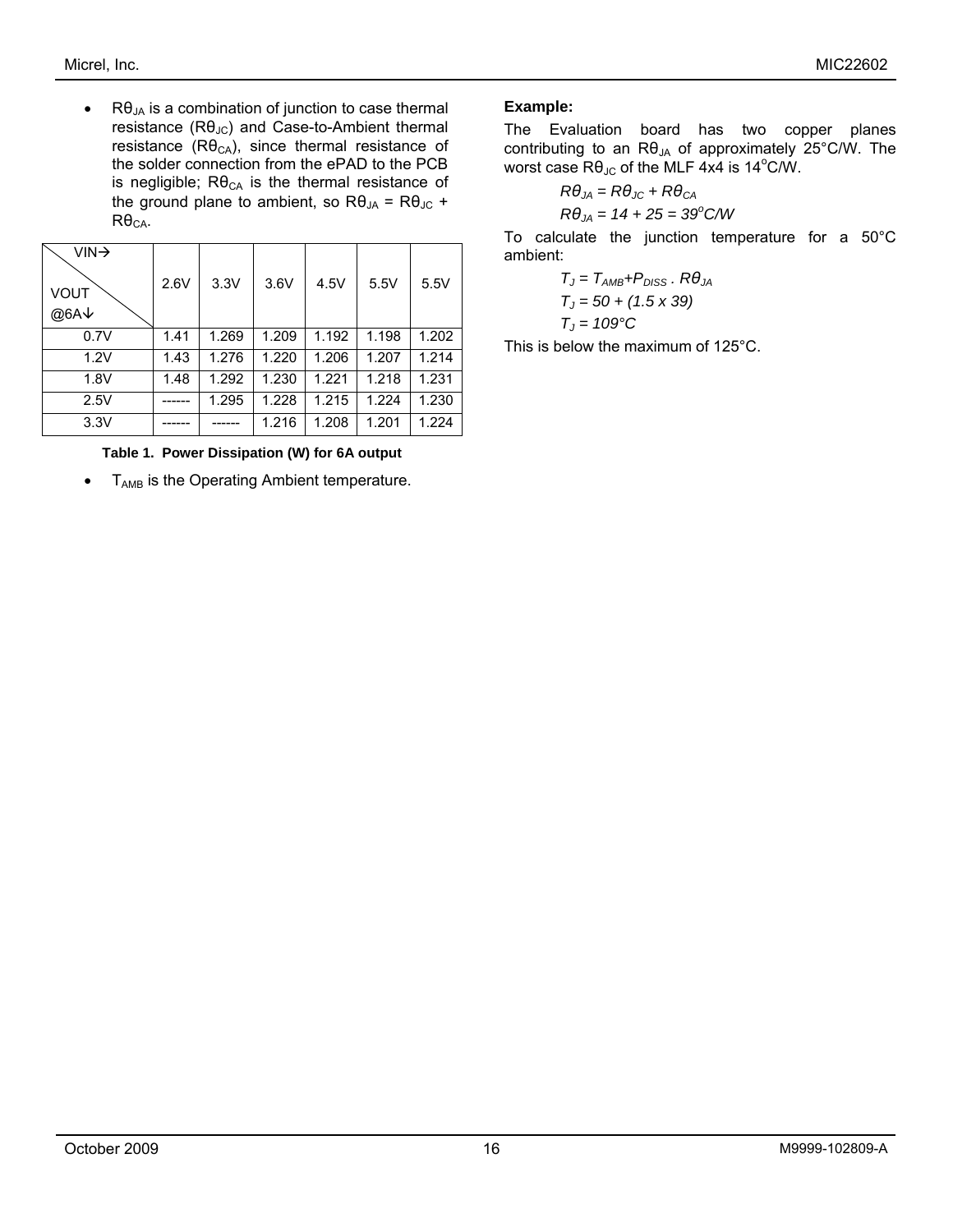- $R\theta_{JA}$ is a combination of junction to case thermal resistance ($R\theta_{JC}$) and Case-to-Ambient thermal resistance ($R\theta_{CA}$), since thermal resistance of the solder connection from the ePAD to the PCB is negligible; $R\theta_{CA}$ is the thermal resistance of the ground plane to ambient, so $R\theta_{JA} = R\theta_{JC} + R\theta_{CA}$.

| VIN→ / VOUT @6A↓ | 2.6V | 3.3V | 3.6V | 4.5V | 5.5V | 5.5V |
|---|---|---|---|---|---|---|
| 0.7V | 1.41 | 1.269 | 1.209 | 1.192 | 1.198 | 1.202 |
| 1.2V | 1.43 | 1.276 | 1.220 | 1.206 | 1.207 | 1.214 |
| 1.8V | 1.48 | 1.292 | 1.230 | 1.221 | 1.218 | 1.231 |
| 2.5V | ------ | 1.295 | 1.228 | 1.215 | 1.224 | 1.230 |
| 3.3V | ------ | ------ | 1.216 | 1.208 | 1.201 | 1.224 |

**Table 1. Power Dissipation (W) for 6A output**

- $T_{AMB}$ is the Operating Ambient temperature.

**Example:**

The Evaluation board has two copper planes contributing to an $R\theta_{JA}$ of approximately 25°C/W. The worst case $R\theta_{JC}$ of the MLF 4x4 is 14°C/W.

$$R\theta_{JA} = R\theta_{JC} + R\theta_{CA}$$

$$R\theta_{JA} = 14 + 25 = 39^{o}C/W$$

To calculate the junction temperature for a 50°C ambient:

$$T_J = T_{AMB} + P_{DISS} \cdot R\theta_{JA}$$

$$T_J = 50 + (1.5 \times 39)$$

$$T_J = 109°C$$

This is below the maximum of 125°C.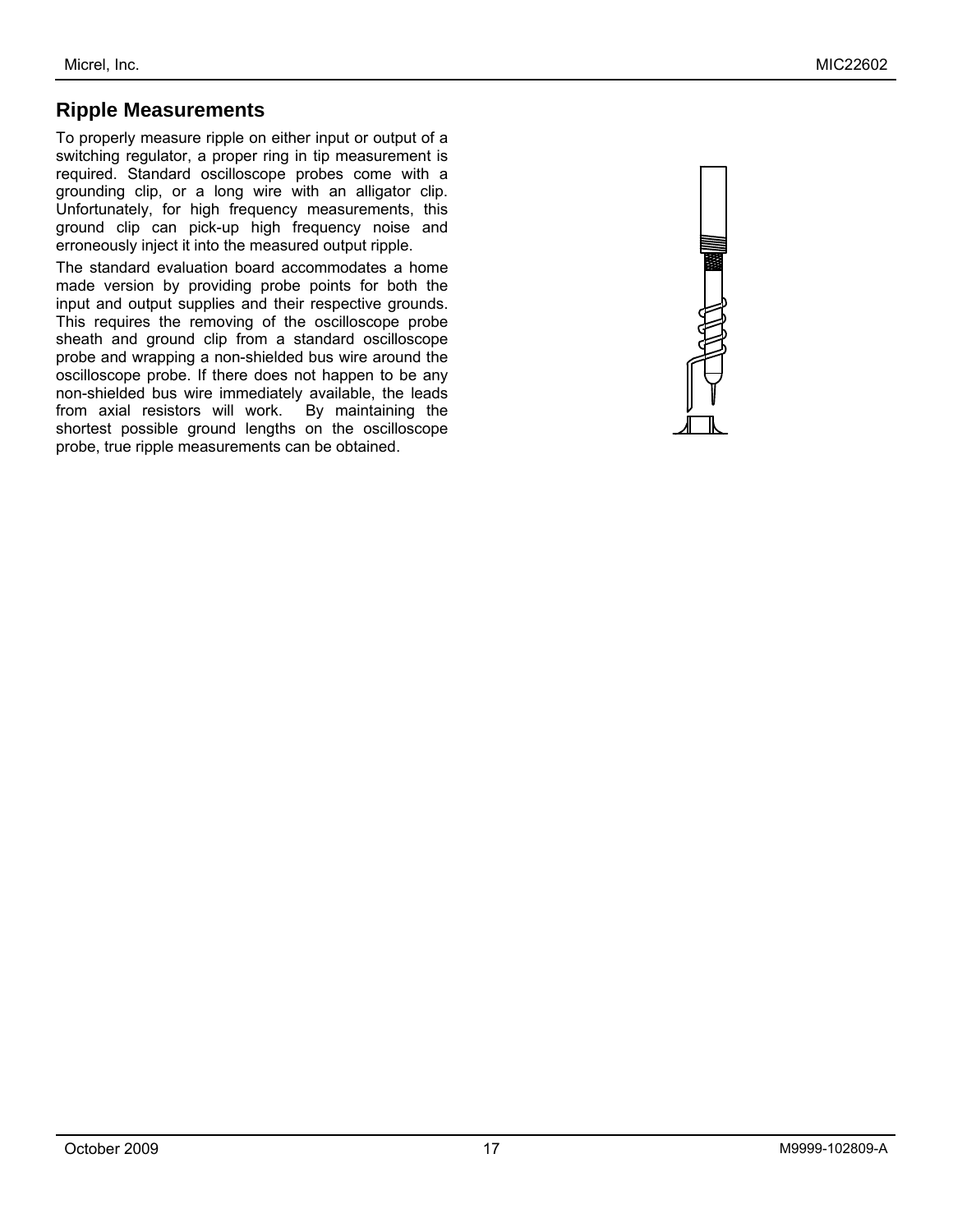## Ripple Measurements

To properly measure ripple on either input or output of a switching regulator, a proper ring in tip measurement is required. Standard oscilloscope probes come with a grounding clip, or a long wire with an alligator clip. Unfortunately, for high frequency measurements, this ground clip can pick-up high frequency noise and erroneously inject it into the measured output ripple.

The standard evaluation board accommodates a home made version by providing probe points for both the input and output supplies and their respective grounds. This requires the removing of the oscilloscope probe sheath and ground clip from a standard oscilloscope probe and wrapping a non-shielded bus wire around the oscilloscope probe. If there does not happen to be any non-shielded bus wire immediately available, the leads from axial resistors will work. By maintaining the shortest possible ground lengths on the oscilloscope probe, true ripple measurements can be obtained.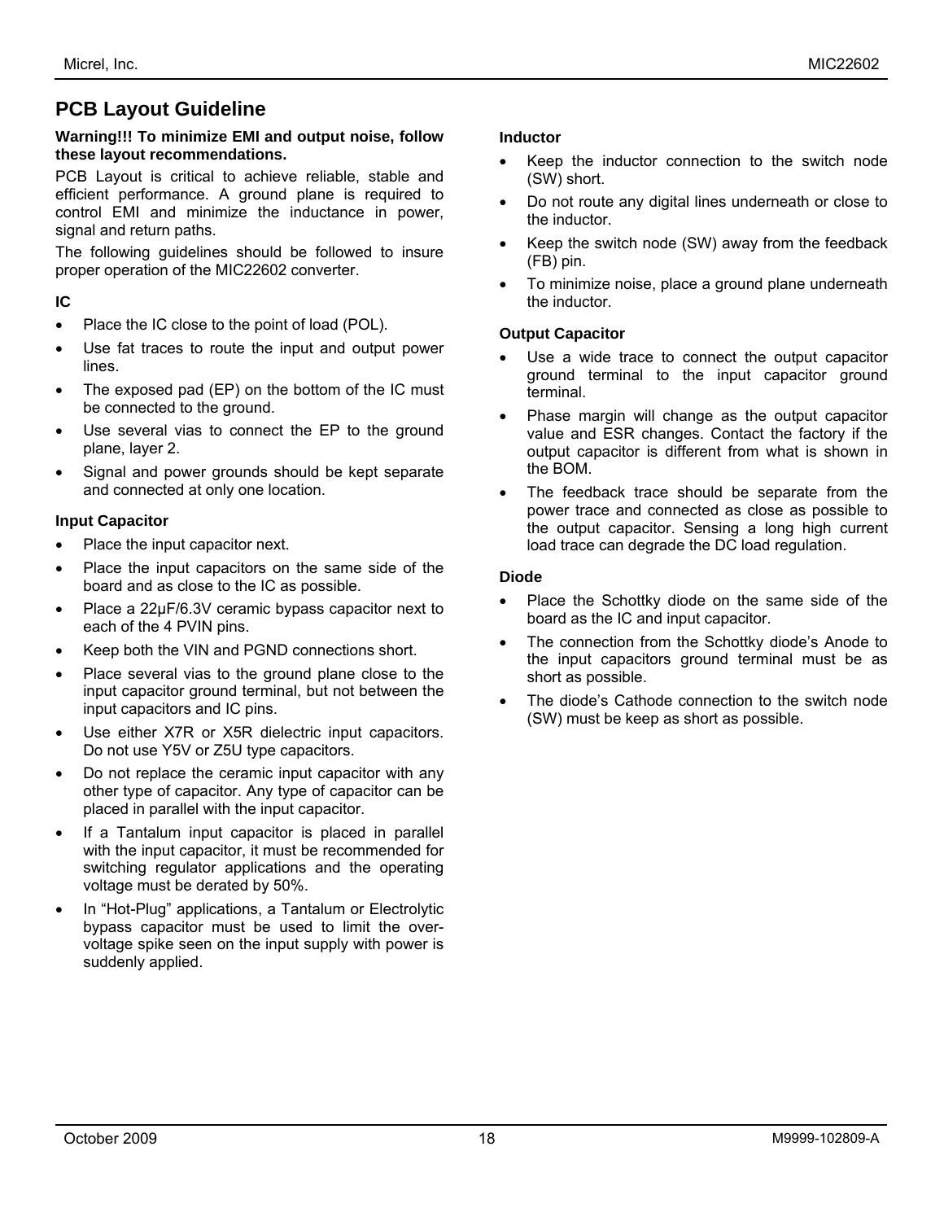## PCB Layout Guideline

**Warning!!! To minimize EMI and output noise, follow these layout recommendations.**

PCB Layout is critical to achieve reliable, stable and efficient performance. A ground plane is required to control EMI and minimize the inductance in power, signal and return paths.

The following guidelines should be followed to insure proper operation of the MIC22602 converter.

### IC

- Place the IC close to the point of load (POL).
- Use fat traces to route the input and output power lines.
- The exposed pad (EP) on the bottom of the IC must be connected to the ground.
- Use several vias to connect the EP to the ground plane, layer 2.
- Signal and power grounds should be kept separate and connected at only one location.

### Input Capacitor

- Place the input capacitor next.
- Place the input capacitors on the same side of the board and as close to the IC as possible.
- Place a 22µF/6.3V ceramic bypass capacitor next to each of the 4 PVIN pins.
- Keep both the VIN and PGND connections short.
- Place several vias to the ground plane close to the input capacitor ground terminal, but not between the input capacitors and IC pins.
- Use either X7R or X5R dielectric input capacitors. Do not use Y5V or Z5U type capacitors.
- Do not replace the ceramic input capacitor with any other type of capacitor. Any type of capacitor can be placed in parallel with the input capacitor.
- If a Tantalum input capacitor is placed in parallel with the input capacitor, it must be recommended for switching regulator applications and the operating voltage must be derated by 50%.
- In "Hot-Plug" applications, a Tantalum or Electrolytic bypass capacitor must be used to limit the over-voltage spike seen on the input supply with power is suddenly applied.

### Inductor

- Keep the inductor connection to the switch node (SW) short.
- Do not route any digital lines underneath or close to the inductor.
- Keep the switch node (SW) away from the feedback (FB) pin.
- To minimize noise, place a ground plane underneath the inductor.

### Output Capacitor

- Use a wide trace to connect the output capacitor ground terminal to the input capacitor ground terminal.
- Phase margin will change as the output capacitor value and ESR changes. Contact the factory if the output capacitor is different from what is shown in the BOM.
- The feedback trace should be separate from the power trace and connected as close as possible to the output capacitor. Sensing a long high current load trace can degrade the DC load regulation.

### Diode

- Place the Schottky diode on the same side of the board as the IC and input capacitor.
- The connection from the Schottky diode's Anode to the input capacitors ground terminal must be as short as possible.
- The diode's Cathode connection to the switch node (SW) must be keep as short as possible.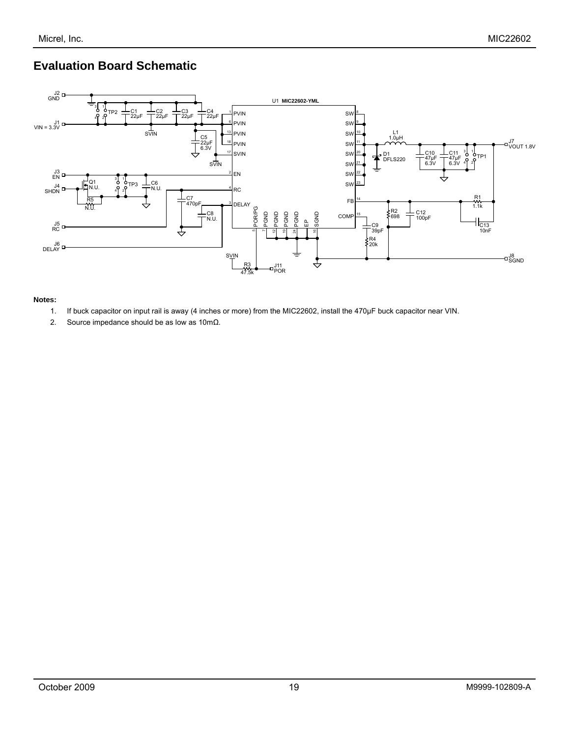## Evaluation Board Schematic

**Notes:**

1. If buck capacitor on input rail is away (4 inches or more) from the MIC22602, install the 470µF buck capacitor near VIN.
2. Source impedance should be as low as 10mΩ.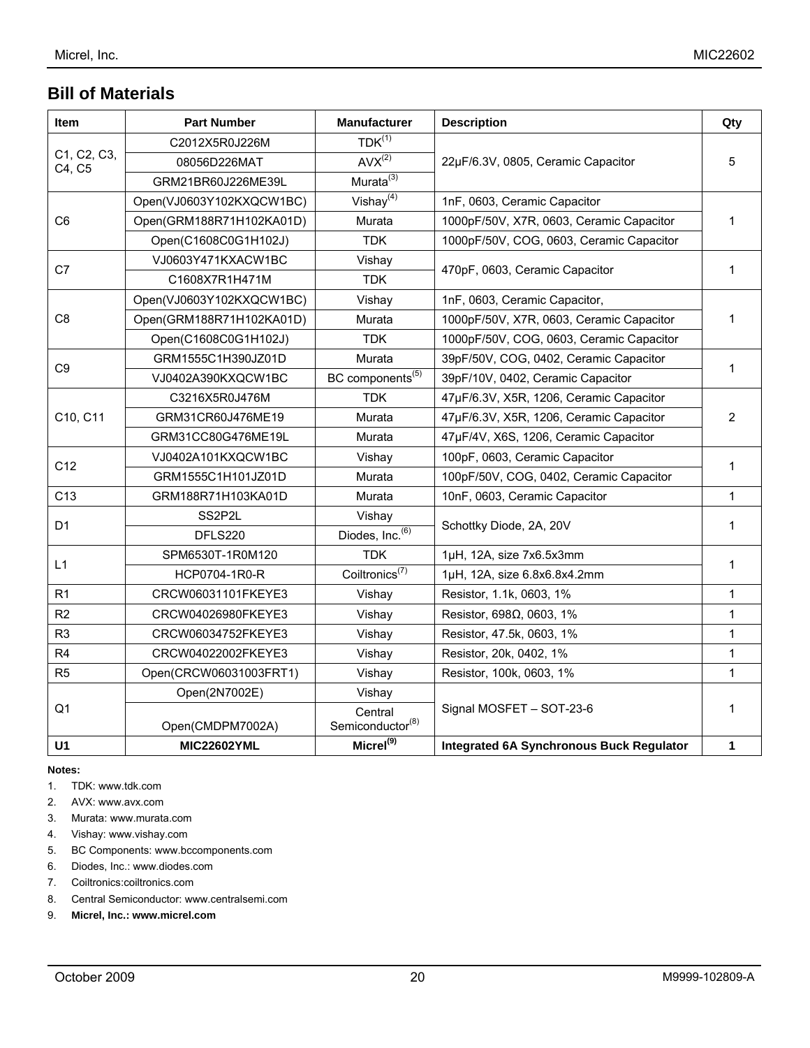## Bill of Materials

| Item | Part Number | Manufacturer | Description | Qty |
|---|---|---|---|---|
| C1, C2, C3, C4, C5 | C2012X5R0J226M | TDK[1] | 22µF/6.3V, 0805, Ceramic Capacitor | 5 |
| | 08056D226MAT | AVX[2] | | |
| | GRM21BR60J226ME39L | Murata[3] | | |
| C6 | Open(VJ0603Y102KXQCW1BC) | Vishay[4] | 1nF, 0603, Ceramic Capacitor | 1 |
| | Open(GRM188R71H102KA01D) | Murata | 1000pF/50V, X7R, 0603, Ceramic Capacitor | |
| | Open(C1608C0G1H102J) | TDK | 1000pF/50V, COG, 0603, Ceramic Capacitor | |
| C7 | VJ0603Y471KXACW1BC | Vishay | 470pF, 0603, Ceramic Capacitor | 1 |
| | C1608X7R1H471M | TDK | | |
| C8 | Open(VJ0603Y102KXQCW1BC) | Vishay | 1nF, 0603, Ceramic Capacitor, | 1 |
| | Open(GRM188R71H102KA01D) | Murata | 1000pF/50V, X7R, 0603, Ceramic Capacitor | |
| | Open(C1608C0G1H102J) | TDK | 1000pF/50V, COG, 0603, Ceramic Capacitor | |
| C9 | GRM1555C1H390JZ01D | Murata | 39pF/50V, COG, 0402, Ceramic Capacitor | 1 |
| | VJ0402A390KXQCW1BC | BC components[5] | 39pF/10V, 0402, Ceramic Capacitor | |
| C10, C11 | C3216X5R0J476M | TDK | 47µF/6.3V, X5R, 1206, Ceramic Capacitor | 2 |
| | GRM31CR60J476ME19 | Murata | 47µF/6.3V, X5R, 1206, Ceramic Capacitor | |
| | GRM31CC80G476ME19L | Murata | 47µF/4V, X6S, 1206, Ceramic Capacitor | |
| C12 | VJ0402A101KXQCW1BC | Vishay | 100pF, 0603, Ceramic Capacitor | 1 |
| | GRM1555C1H101JZ01D | Murata | 100pF/50V, COG, 0402, Ceramic Capacitor | |
| C13 | GRM188R71H103KA01D | Murata | 10nF, 0603, Ceramic Capacitor | 1 |
| D1 | SS2P2L | Vishay | Schottky Diode, 2A, 20V | 1 |
| | DFLS220 | Diodes, Inc.[6] | | |
| L1 | SPM6530T-1R0M120 | TDK | 1µH, 12A, size 7x6.5x3mm | 1 |
| | HCP0704-1R0-R | Coiltronics[7] | 1µH, 12A, size 6.8x6.8x4.2mm | |
| R1 | CRCW06031101FKEYE3 | Vishay | Resistor, 1.1k, 0603, 1% | 1 |
| R2 | CRCW04026980FKEYE3 | Vishay | Resistor, 698Ω, 0603, 1% | 1 |
| R3 | CRCW06034752FKEYE3 | Vishay | Resistor, 47.5k, 0603, 1% | 1 |
| R4 | CRCW04022002FKEYE3 | Vishay | Resistor, 20k, 0402, 1% | 1 |
| R5 | Open(CRCW06031003FRT1) | Vishay | Resistor, 100k, 0603, 1% | 1 |
| Q1 | Open(2N7002E) | Vishay | Signal MOSFET – SOT-23-6 | 1 |
| | Open(CMDPM7002A) | Central Semiconductor[8] | | |
| **U1** | **MIC22602YML** | **Micrel[9]** | **Integrated 6A Synchronous Buck Regulator** | **1** |

**Notes:**

1. TDK: www.tdk.com
2. AVX: www.avx.com
3. Murata: www.murata.com
4. Vishay: www.vishay.com
5. BC Components: www.bccomponents.com
6. Diodes, Inc.: www.diodes.com
7. Coiltronics:coiltronics.com
8. Central Semiconductor: www.centralsemi.com
9. **Micrel, Inc.: www.micrel.com**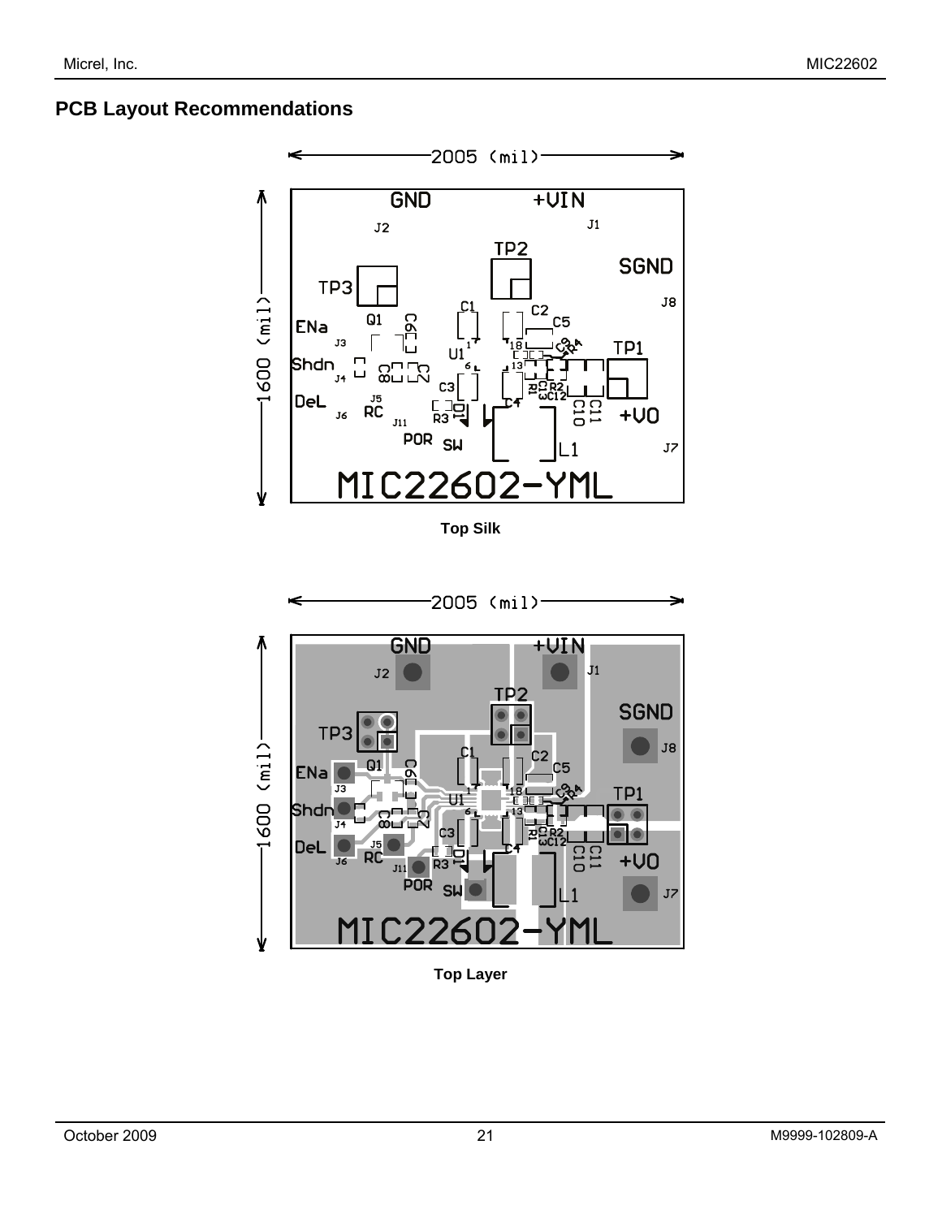## PCB Layout Recommendations

Top Silk

Top Layer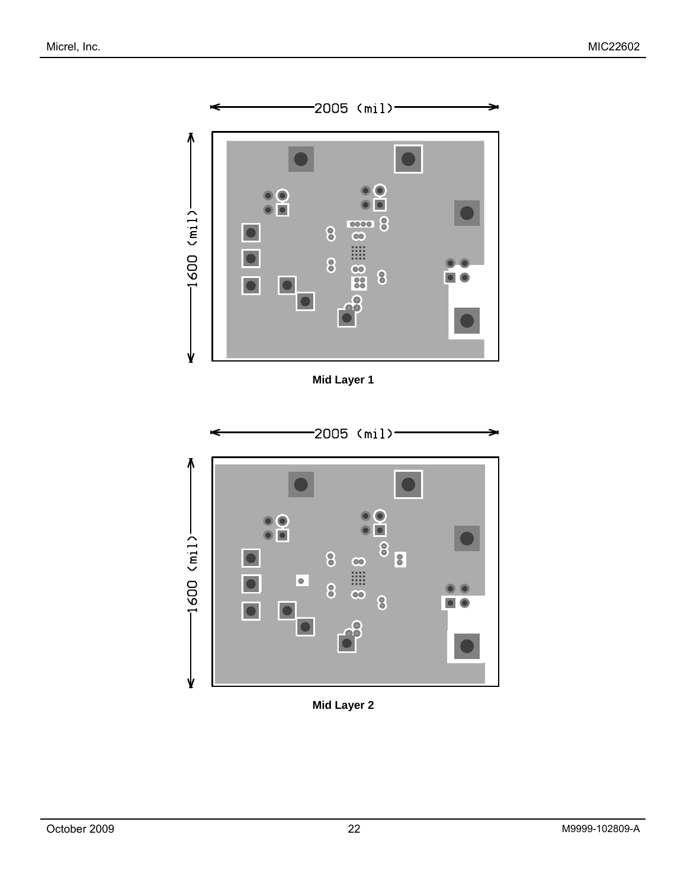2005 (mil)

1600 (mil)

**Mid Layer 1**

2005 (mil)

1600 (mil)

**Mid Layer 2**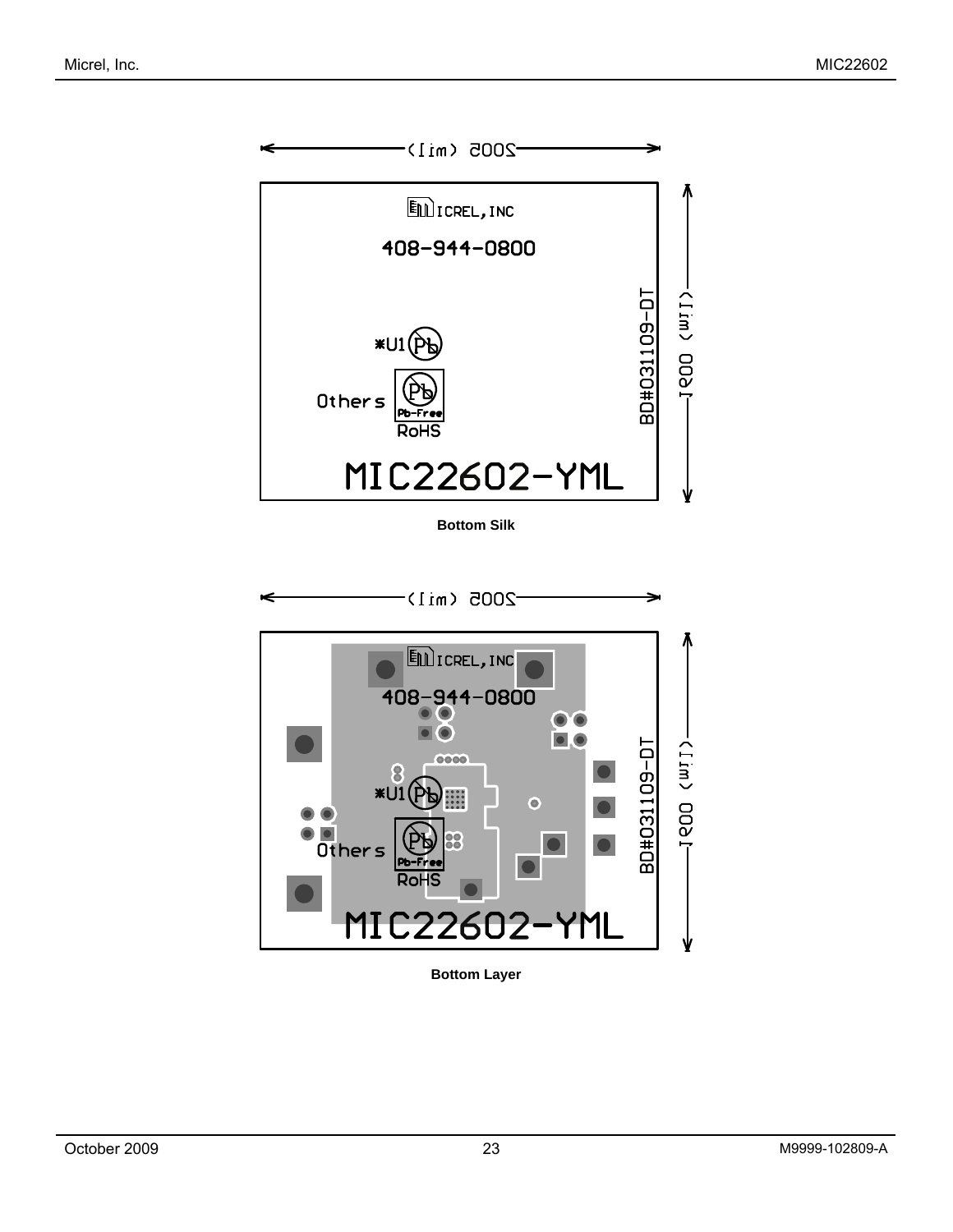Bottom Silk

Bottom Layer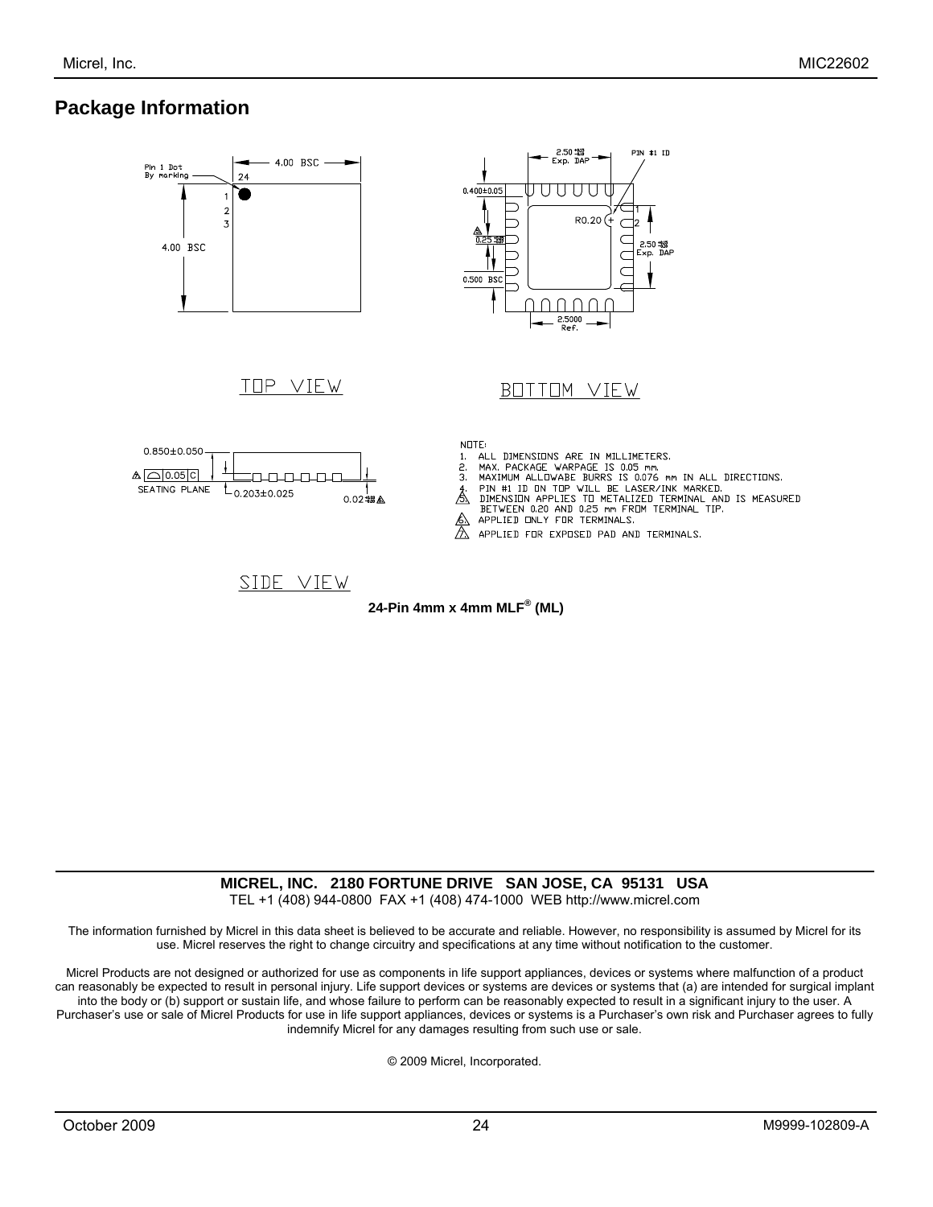## Package Information

Pin 1 Dot By marking

4.00 BSC

24

1

2

3

4.00 BSC

TOP VIEW

2.50 Exp. DAP

PIN #1 ID

0.400±0.05

R0.20

1

2

0.25

2.50 Exp. DAP

0.500 BSC

2.5000 Ref.

BOTTOM VIEW

0.850±0.050

0.05 C

SEATING PLANE

0.203±0.025

0.02

SIDE VIEW

NOTE:
1. ALL DIMENSIONS ARE IN MILLIMETERS.
2. MAX. PACKAGE WARPAGE IS 0.05 mm.
3. MAXIMUM ALLOWABE BURRS IS 0.076 mm IN ALL DIRECTIONS.
4. PIN #1 ID ON TOP WILL BE LASER/INK MARKED.
5. DIMENSION APPLIES TO METALIZED TERMINAL AND IS MEASURED BETWEEN 0.20 AND 0.25 mm FROM TERMINAL TIP.
6. APPLIED ONLY FOR TERMINALS.
7. APPLIED FOR EXPOSED PAD AND TERMINALS.

**24-Pin 4mm x 4mm MLF® (ML)**

**MICREL, INC. 2180 FORTUNE DRIVE SAN JOSE, CA 95131 USA**

TEL +1 (408) 944-0800 FAX +1 (408) 474-1000 WEB http://www.micrel.com

The information furnished by Micrel in this data sheet is believed to be accurate and reliable. However, no responsibility is assumed by Micrel for its use. Micrel reserves the right to change circuitry and specifications at any time without notification to the customer.

Micrel Products are not designed or authorized for use as components in life support appliances, devices or systems where malfunction of a product can reasonably be expected to result in personal injury. Life support devices or systems are devices or systems that (a) are intended for surgical implant into the body or (b) support or sustain life, and whose failure to perform can be reasonably expected to result in a significant injury to the user. A Purchaser's use or sale of Micrel Products for use in life support appliances, devices or systems is a Purchaser's own risk and Purchaser agrees to fully indemnify Micrel for any damages resulting from such use or sale.

© 2009 Micrel, Incorporated.